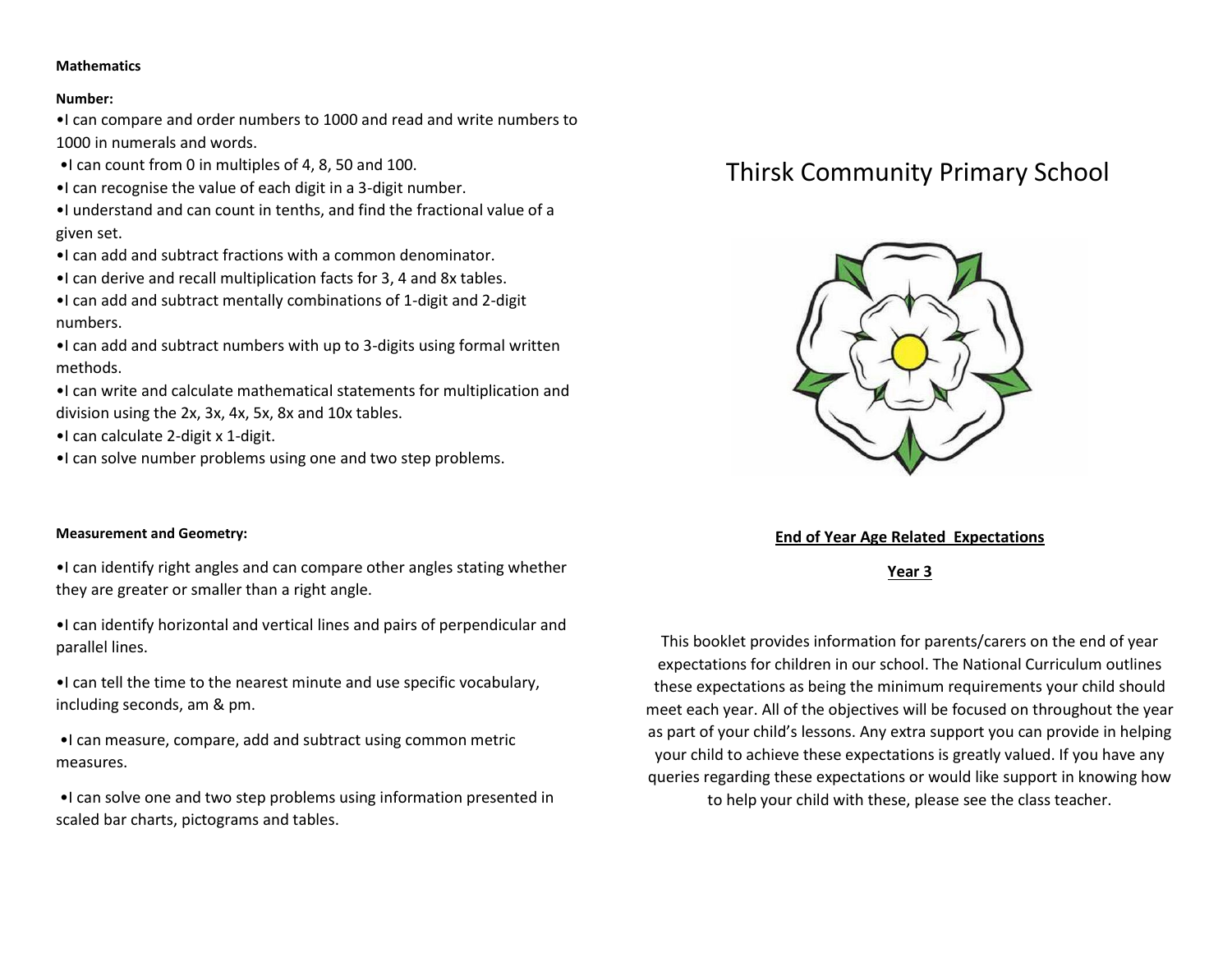**Mathematics**

**Number:**

- I can compare and order numbers to 1000 and read and write numbers to 1000 in numerals and words.
- I can count from 0 in multiples of 4, 8, 50 and 100.
- I can recognise the value of each digit in a 3-digit number.
- I understand and can count in tenths, and find the fractional value of a given set.
- I can add and subtract fractions with a common denominator.
- I can derive and recall multiplication facts for 3, 4 and 8x tables.
- I can add and subtract mentally combinations of 1-digit and 2-digit numbers.
- I can add and subtract numbers with up to 3-digits using formal written methods.
- I can write and calculate mathematical statements for multiplication and division using the 2x, 3x, 4x, 5x, 8x and 10x tables.
- I can calculate 2-digit x 1-digit.
- I can solve number problems using one and two step problems.

**Measurement and Geometry:**

- I can identify right angles and can compare other angles stating whether they are greater or smaller than a right angle.
- I can identify horizontal and vertical lines and pairs of perpendicular and parallel lines.
- I can tell the time to the nearest minute and use specific vocabulary, including seconds, am & pm.
- I can measure, compare, add and subtract using common metric measures.
- I can solve one and two step problems using information presented in scaled bar charts, pictograms and tables.

# Thirsk Community Primary School

**End of Year Age Related Expectations**

**Year 3**

This booklet provides information for parents/carers on the end of year expectations for children in our school. The National Curriculum outlines these expectations as being the minimum requirements your child should meet each year. All of the objectives will be focused on throughout the year as part of your child's lessons. Any extra support you can provide in helping your child to achieve these expectations is greatly valued. If you have any queries regarding these expectations or would like support in knowing how to help your child with these, please see the class teacher.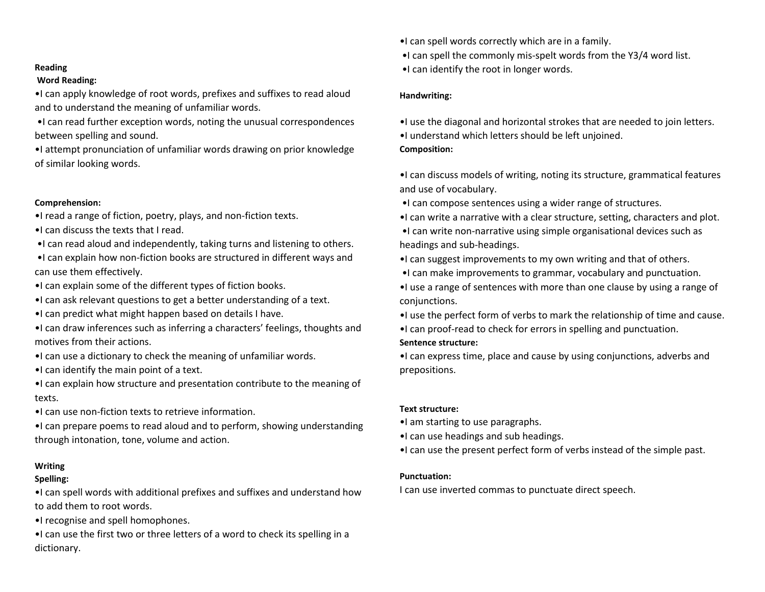**Reading**

**Word Reading:**

•I can apply knowledge of root words, prefixes and suffixes to read aloud and to understand the meaning of unfamiliar words.

•I can read further exception words, noting the unusual correspondences between spelling and sound.

•I attempt pronunciation of unfamiliar words drawing on prior knowledge of similar looking words.

**Comprehension:**

•I read a range of fiction, poetry, plays, and non-fiction texts.

•I can discuss the texts that I read.

•I can read aloud and independently, taking turns and listening to others.

•I can explain how non-fiction books are structured in different ways and can use them effectively.

•I can explain some of the different types of fiction books.

•I can ask relevant questions to get a better understanding of a text.

•I can predict what might happen based on details I have.

•I can draw inferences such as inferring a characters' feelings, thoughts and motives from their actions.

•I can use a dictionary to check the meaning of unfamiliar words.

•I can identify the main point of a text.

•I can explain how structure and presentation contribute to the meaning of texts.

•I can use non-fiction texts to retrieve information.

•I can prepare poems to read aloud and to perform, showing understanding through intonation, tone, volume and action.

**Writing**

**Spelling:**

•I can spell words with additional prefixes and suffixes and understand how to add them to root words.

•I recognise and spell homophones.

•I can use the first two or three letters of a word to check its spelling in a dictionary.

•I can spell words correctly which are in a family.

•I can spell the commonly mis-spelt words from the Y3/4 word list.

•I can identify the root in longer words.

**Handwriting:**

•I use the diagonal and horizontal strokes that are needed to join letters.

•I understand which letters should be left unjoined.

**Composition:**

•I can discuss models of writing, noting its structure, grammatical features and use of vocabulary.

•I can compose sentences using a wider range of structures.

•I can write a narrative with a clear structure, setting, characters and plot.

•I can write non-narrative using simple organisational devices such as headings and sub-headings.

•I can suggest improvements to my own writing and that of others.

•I can make improvements to grammar, vocabulary and punctuation.

•I use a range of sentences with more than one clause by using a range of conjunctions.

•I use the perfect form of verbs to mark the relationship of time and cause.

•I can proof-read to check for errors in spelling and punctuation.

**Sentence structure:**

•I can express time, place and cause by using conjunctions, adverbs and prepositions.

**Text structure:**

•I am starting to use paragraphs.

•I can use headings and sub headings.

•I can use the present perfect form of verbs instead of the simple past.

**Punctuation:**

I can use inverted commas to punctuate direct speech.